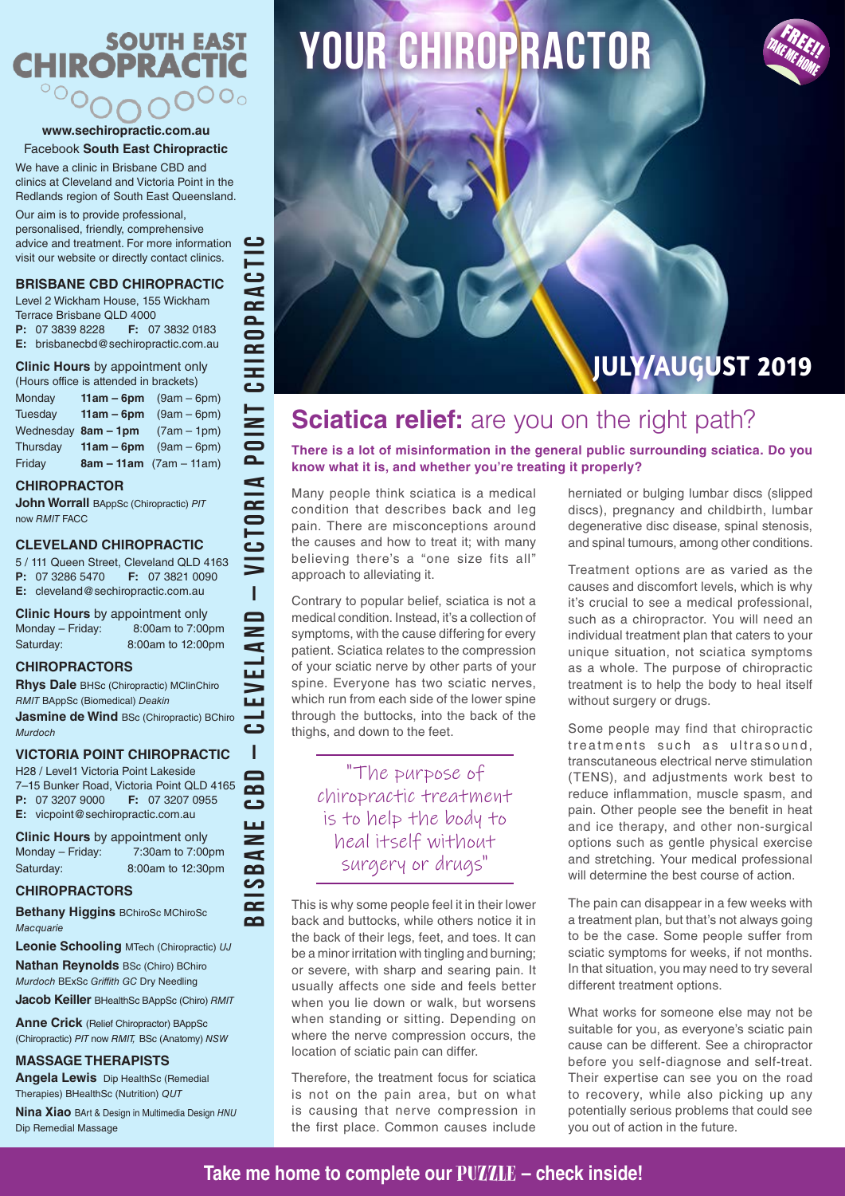# SOUTH EAST CHIROPRACTIC

**www.sechiropractic.com.au**
Facebook **South East Chiropractic**

We have a clinic in Brisbane CBD and clinics at Cleveland and Victoria Point in the Redlands region of South East Queensland.

Our aim is to provide professional, personalised, friendly, comprehensive advice and treatment. For more information visit our website or directly contact clinics.

## BRISBANE CBD CHIROPRACTIC

Level 2 Wickham House, 155 Wickham Terrace Brisbane QLD 4000
**P:** 07 3839 8228 **F:** 07 3832 0183
**E:** brisbanecbd@sechiropractic.com.au

**Clinic Hours** by appointment only
(Hours office is attended in brackets)

| Monday | **11am – 6pm** | (9am – 6pm) |
|---|---|---|
| Tuesday | **11am – 6pm** | (9am – 6pm) |
| Wednesday | **8am – 1pm** | (7am – 1pm) |
| Thursday | **11am – 6pm** | (9am – 6pm) |
| Friday | **8am – 11am** | (7am – 11am) |

### CHIROPRACTOR

**John Worrall** BAppSc (Chiropractic) *PIT now RMIT* FACC

## CLEVELAND CHIROPRACTIC

5 / 111 Queen Street, Cleveland QLD 4163
**P:** 07 3286 5470 **F:** 07 3821 0090
**E:** cleveland@sechiropractic.com.au

**Clinic Hours** by appointment only

| Monday – Friday: | 8:00am to 7:00pm |
|---|---|
| Saturday: | 8:00am to 12:00pm |

### CHIROPRACTORS

**Rhys Dale** BHSc (Chiropractic) MClinChiro *RMIT* BAppSc (Biomedical) *Deakin*

**Jasmine de Wind** BSc (Chiropractic) BChiro *Murdoch*

## VICTORIA POINT CHIROPRACTIC

H28 / Level1 Victoria Point Lakeside 7–15 Bunker Road, Victoria Point QLD 4165
**P:** 07 3207 9000 **F:** 07 3207 0955
**E:** vicpoint@sechiropractic.com.au

**Clinic Hours** by appointment only

| Monday – Friday: | 7:30am to 7:00pm |
|---|---|
| Saturday: | 8:00am to 12:30pm |

### CHIROPRACTORS

**Bethany Higgins** BChiroSc MChiroSc *Macquarie*

**Leonie Schooling** MTech (Chiropractic) *UJ*

**Nathan Reynolds** BSc (Chiro) BChiro *Murdoch* BExSc *Griffith GC* Dry Needling

**Jacob Keiller** BHealthSc BAppSc (Chiro) *RMIT*

**Anne Crick** (Relief Chiropractor) BAppSc (Chiropractic) *PIT* now *RMIT,* BSc (Anatomy) *NSW*

### MASSAGE THERAPISTS

**Angela Lewis** Dip HealthSc (Remedial Therapies) BHealthSc (Nutrition) *QUT*

**Nina Xiao** BArt & Design in Multimedia Design *HNU* Dip Remedial Massage

BRISBANE CBD – CLEVELAND – VICTORIA POINT CHIROPRACTIC

# YOUR CHIROPRACTOR

FREE!! TAKE ME HOME

JULY/AUGUST 2019

## Sciatica relief: are you on the right path?

**There is a lot of misinformation in the general public surrounding sciatica. Do you know what it is, and whether you're treating it properly?**

Many people think sciatica is a medical condition that describes back and leg pain. There are misconceptions around the causes and how to treat it; with many believing there's a "one size fits all" approach to alleviating it.

Contrary to popular belief, sciatica is not a medical condition. Instead, it's a collection of symptoms, with the cause differing for every patient. Sciatica relates to the compression of your sciatic nerve by other parts of your spine. Everyone has two sciatic nerves, which run from each side of the lower spine through the buttocks, into the back of the thighs, and down to the feet.

> "The purpose of chiropractic treatment is to help the body to heal itself without surgery or drugs"

This is why some people feel it in their lower back and buttocks, while others notice it in the back of their legs, feet, and toes. It can be a minor irritation with tingling and burning; or severe, with sharp and searing pain. It usually affects one side and feels better when you lie down or walk, but worsens when standing or sitting. Depending on where the nerve compression occurs, the location of sciatic pain can differ.

Therefore, the treatment focus for sciatica is not on the pain area, but on what is causing that nerve compression in the first place. Common causes include herniated or bulging lumbar discs (slipped discs), pregnancy and childbirth, lumbar degenerative disc disease, spinal stenosis, and spinal tumours, among other conditions.

Treatment options are as varied as the causes and discomfort levels, which is why it's crucial to see a medical professional, such as a chiropractor. You will need an individual treatment plan that caters to your unique situation, not sciatica symptoms as a whole. The purpose of chiropractic treatment is to help the body to heal itself without surgery or drugs.

Some people may find that chiropractic treatments such as ultrasound, transcutaneous electrical nerve stimulation (TENS), and adjustments work best to reduce inflammation, muscle spasm, and pain. Other people see the benefit in heat and ice therapy, and other non-surgical options such as gentle physical exercise and stretching. Your medical professional will determine the best course of action.

The pain can disappear in a few weeks with a treatment plan, but that's not always going to be the case. Some people suffer from sciatic symptoms for weeks, if not months. In that situation, you may need to try several different treatment options.

What works for someone else may not be suitable for you, as everyone's sciatic pain cause can be different. See a chiropractor before you self-diagnose and self-treat. Their expertise can see you on the road to recovery, while also picking up any potentially serious problems that could see you out of action in the future.

**Take me home to complete our PUZZLE – check inside!**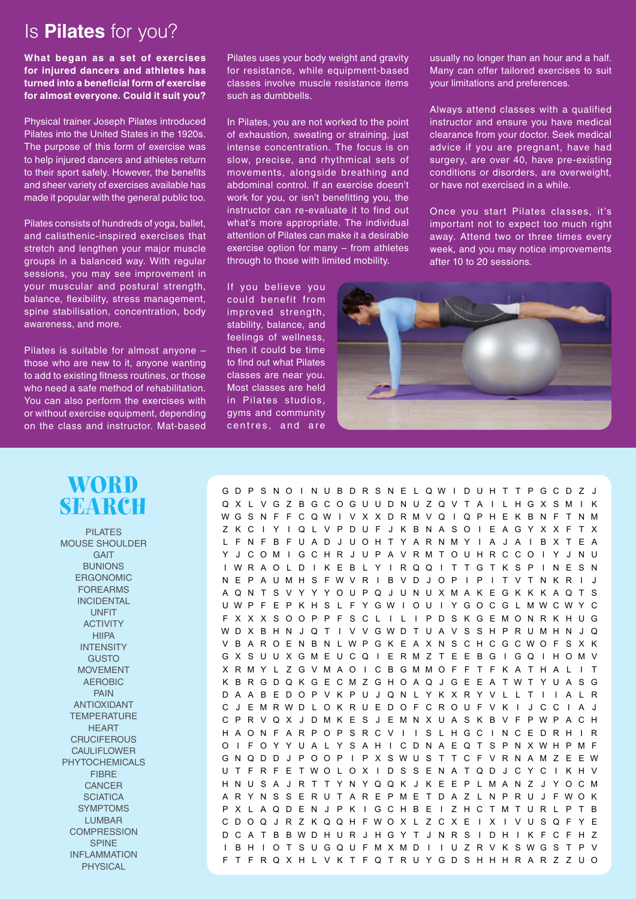# Is **Pilates** for you?

**What began as a set of exercises for injured dancers and athletes has turned into a beneficial form of exercise for almost everyone. Could it suit you?**

Physical trainer Joseph Pilates introduced Pilates into the United States in the 1920s. The purpose of this form of exercise was to help injured dancers and athletes return to their sport safely. However, the benefits and sheer variety of exercises available has made it popular with the general public too.

Pilates consists of hundreds of yoga, ballet, and calisthenic-inspired exercises that stretch and lengthen your major muscle groups in a balanced way. With regular sessions, you may see improvement in your muscular and postural strength, balance, flexibility, stress management, spine stabilisation, concentration, body awareness, and more.

Pilates is suitable for almost anyone – those who are new to it, anyone wanting to add to existing fitness routines, or those who need a safe method of rehabilitation. You can also perform the exercises with or without exercise equipment, depending on the class and instructor. Mat-based Pilates uses your body weight and gravity for resistance, while equipment-based classes involve muscle resistance items such as dumbbells.

In Pilates, you are not worked to the point of exhaustion, sweating or straining, just intense concentration. The focus is on slow, precise, and rhythmical sets of movements, alongside breathing and abdominal control. If an exercise doesn't work for you, or isn't benefitting you, the instructor can re-evaluate it to find out what's more appropriate. The individual attention of Pilates can make it a desirable exercise option for many – from athletes through to those with limited mobility.

If you believe you could benefit from improved strength, stability, balance, and feelings of wellness, then it could be time to find out what Pilates classes are near you. Most classes are held in Pilates studios, gyms and community centres, and are usually no longer than an hour and a half. Many can offer tailored exercises to suit your limitations and preferences.

Always attend classes with a qualified instructor and ensure you have medical clearance from your doctor. Seek medical advice if you are pregnant, have had surgery, are over 40, have pre-existing conditions or disorders, are overweight, or have not exercised in a while.

Once you start Pilates classes, it's important not to expect too much right away. Attend two or three times every week, and you may notice improvements after 10 to 20 sessions.

## WORD SEARCH

PILATES
MOUSE SHOULDER
GAIT
BUNIONS
ERGONOMIC
FOREARMS
INCIDENTAL
UNFIT
ACTIVITY
HIIPA
INTENSITY
GUSTO
MOVEMENT
AEROBIC
PAIN
ANTIOXIDANT
TEMPERATURE
HEART
CRUCIFEROUS
CAULIFLOWER
PHYTOCHEMICALS
FIBRE
CANCER
SCIATICA
SYMPTOMS
LUMBAR
COMPRESSION
SPINE
INFLAMMATION
PHYSICAL

```
G D P S N O I N U B D R S N E L Q W I D U H T T P G C D Z J
Q X L V G Z B G C O G U U D N U Z Q V T A I L H G X S M I K
W G S N F F C Q W I V X X D R M V Q I Q P H E K B N F T N M
Z K C I Y I Q L V P D U F J K B N A S O I E A G Y X X F T X
L F N F B F U A D J U O H T Y A R N M Y I A J A I B X T E A
Y J C O M I G C H R J U P A V R M T O U H R C C O I Y J N U
I W R A O L D I K E B L Y I R Q Q I T T G T K S P I N E S N
N E P A U M H S F W V R I B V D J O P I P I T V T N K R I J
A Q N T S V Y Y Y O U P Q J U N U X M A K E G K K K A Q T S
U W P F E P K H S L F Y G W I O U I Y G O C G L M W C W Y C
F X X X S O O P P F S C L I L I P D S K G E M O N R K H U G
W D X B H N J Q T I V V G W D T U A V S S H P R U M H N J Q
V B A R O E N B N L W P G K E A X N S C H C G C W O F S X K
G X S U U X G M E U C Q I E R M Z T E E B G I G Q I H O M V
X R M Y L Z G V M A O I C B G M M O F F T F K A T H A L I T
K B R G D Q K G E C M Z G H O A Q J G E E A T W T Y U A S G
D A A B E D O P V K P U J Q N L Y K X R Y V L L T I I A L R
C J E M R W D L O K R U E D O F C R O U F V K I J C C I A J
C P R V Q X J D M K E S J E M N X U A S K B V F P W P A C H
H A O N F A R P O P S R C V I I S L H G C I N C E D R H I R
O I F O Y Y U A L Y S A H I C D N A E Q T S P N X W H P M F
G N Q D D J P O O P I P X S W U S T T C F V R N A M Z E E W
U T F R F E T W O L O X I D S S E N A T Q D J C Y C I K H V
H N U S A J R T T Y N Y Q Q K J K E E P L M A N Z J Y O C M
A R Y N S S E R U T A R E P M E T D A Z L N P R U J F W O K
P X L A Q D E N J P K I G C H B E I Z H C T M T U R L P T B
C D O Q J R Z K Q Q H F W O X L Z C X E I X I V U S Q F Y E
D C A T B B W D H U R J H G Y T J N R S I D H I K F C F H Z
I B H I O T S U G Q U F M X M D I I U Z R V K S W G S T P V
F T F R Q X H L V K T F Q T R U Y G D S H H H R A R Z Z U O
```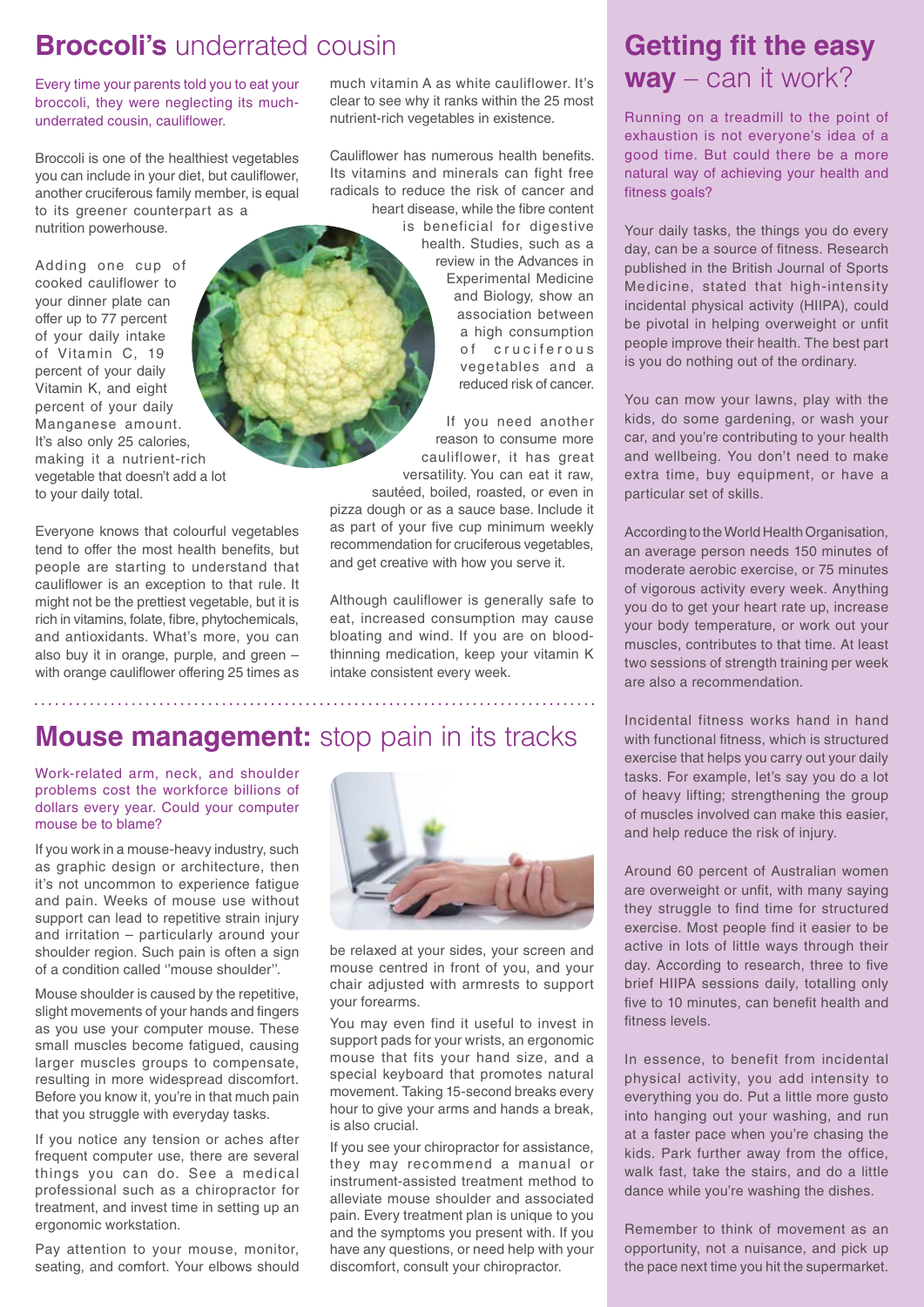## **Broccoli's** underrated cousin

Every time your parents told you to eat your broccoli, they were neglecting its much-underrated cousin, cauliflower.

Broccoli is one of the healthiest vegetables you can include in your diet, but cauliflower, another cruciferous family member, is equal to its greener counterpart as a nutrition powerhouse.

Adding one cup of cooked cauliflower to your dinner plate can offer up to 77 percent of your daily intake of Vitamin C, 19 percent of your daily Vitamin K, and eight percent of your daily Manganese amount. It's also only 25 calories, making it a nutrient-rich vegetable that doesn't add a lot to your daily total.

Everyone knows that colourful vegetables tend to offer the most health benefits, but people are starting to understand that cauliflower is an exception to that rule. It might not be the prettiest vegetable, but it is rich in vitamins, folate, fibre, phytochemicals, and antioxidants. What's more, you can also buy it in orange, purple, and green – with orange cauliflower offering 25 times as much vitamin A as white cauliflower. It's clear to see why it ranks within the 25 most nutrient-rich vegetables in existence.

Cauliflower has numerous health benefits. Its vitamins and minerals can fight free radicals to reduce the risk of cancer and heart disease, while the fibre content is beneficial for digestive health. Studies, such as a review in the Advances in Experimental Medicine and Biology, show an association between a high consumption of cruciferous vegetables and a reduced risk of cancer.

If you need another reason to consume more cauliflower, it has great versatility. You can eat it raw, sautéed, boiled, roasted, or even in pizza dough or as a sauce base. Include it as part of your five cup minimum weekly recommendation for cruciferous vegetables, and get creative with how you serve it.

Although cauliflower is generally safe to eat, increased consumption may cause bloating and wind. If you are on blood-thinning medication, keep your vitamin K intake consistent every week.

## **Mouse management:** stop pain in its tracks

Work-related arm, neck, and shoulder problems cost the workforce billions of dollars every year. Could your computer mouse be to blame?

If you work in a mouse-heavy industry, such as graphic design or architecture, then it's not uncommon to experience fatigue and pain. Weeks of mouse use without support can lead to repetitive strain injury and irritation – particularly around your shoulder region. Such pain is often a sign of a condition called "mouse shoulder".

Mouse shoulder is caused by the repetitive, slight movements of your hands and fingers as you use your computer mouse. These small muscles become fatigued, causing larger muscles groups to compensate, resulting in more widespread discomfort. Before you know it, you're in that much pain that you struggle with everyday tasks.

If you notice any tension or aches after frequent computer use, there are several things you can do. See a medical professional such as a chiropractor for treatment, and invest time in setting up an ergonomic workstation.

Pay attention to your mouse, monitor, seating, and comfort. Your elbows should be relaxed at your sides, your screen and mouse centred in front of you, and your chair adjusted with armrests to support your forearms.

You may even find it useful to invest in support pads for your wrists, an ergonomic mouse that fits your hand size, and a special keyboard that promotes natural movement. Taking 15-second breaks every hour to give your arms and hands a break, is also crucial.

If you see your chiropractor for assistance, they may recommend a manual or instrument-assisted treatment method to alleviate mouse shoulder and associated pain. Every treatment plan is unique to you and the symptoms you present with. If you have any questions, or need help with your discomfort, consult your chiropractor.

## **Getting fit the easy way** – can it work?

Running on a treadmill to the point of exhaustion is not everyone's idea of a good time. But could there be a more natural way of achieving your health and fitness goals?

Your daily tasks, the things you do every day, can be a source of fitness. Research published in the British Journal of Sports Medicine, stated that high-intensity incidental physical activity (HIIPA), could be pivotal in helping overweight or unfit people improve their health. The best part is you do nothing out of the ordinary.

You can mow your lawns, play with the kids, do some gardening, or wash your car, and you're contributing to your health and wellbeing. You don't need to make extra time, buy equipment, or have a particular set of skills.

According to the World Health Organisation, an average person needs 150 minutes of moderate aerobic exercise, or 75 minutes of vigorous activity every week. Anything you do to get your heart rate up, increase your body temperature, or work out your muscles, contributes to that time. At least two sessions of strength training per week are also a recommendation.

Incidental fitness works hand in hand with functional fitness, which is structured exercise that helps you carry out your daily tasks. For example, let's say you do a lot of heavy lifting; strengthening the group of muscles involved can make this easier, and help reduce the risk of injury.

Around 60 percent of Australian women are overweight or unfit, with many saying they struggle to find time for structured exercise. Most people find it easier to be active in lots of little ways through their day. According to research, three to five brief HIIPA sessions daily, totalling only five to 10 minutes, can benefit health and fitness levels.

In essence, to benefit from incidental physical activity, you add intensity to everything you do. Put a little more gusto into hanging out your washing, and run at a faster pace when you're chasing the kids. Park further away from the office, walk fast, take the stairs, and do a little dance while you're washing the dishes.

Remember to think of movement as an opportunity, not a nuisance, and pick up the pace next time you hit the supermarket.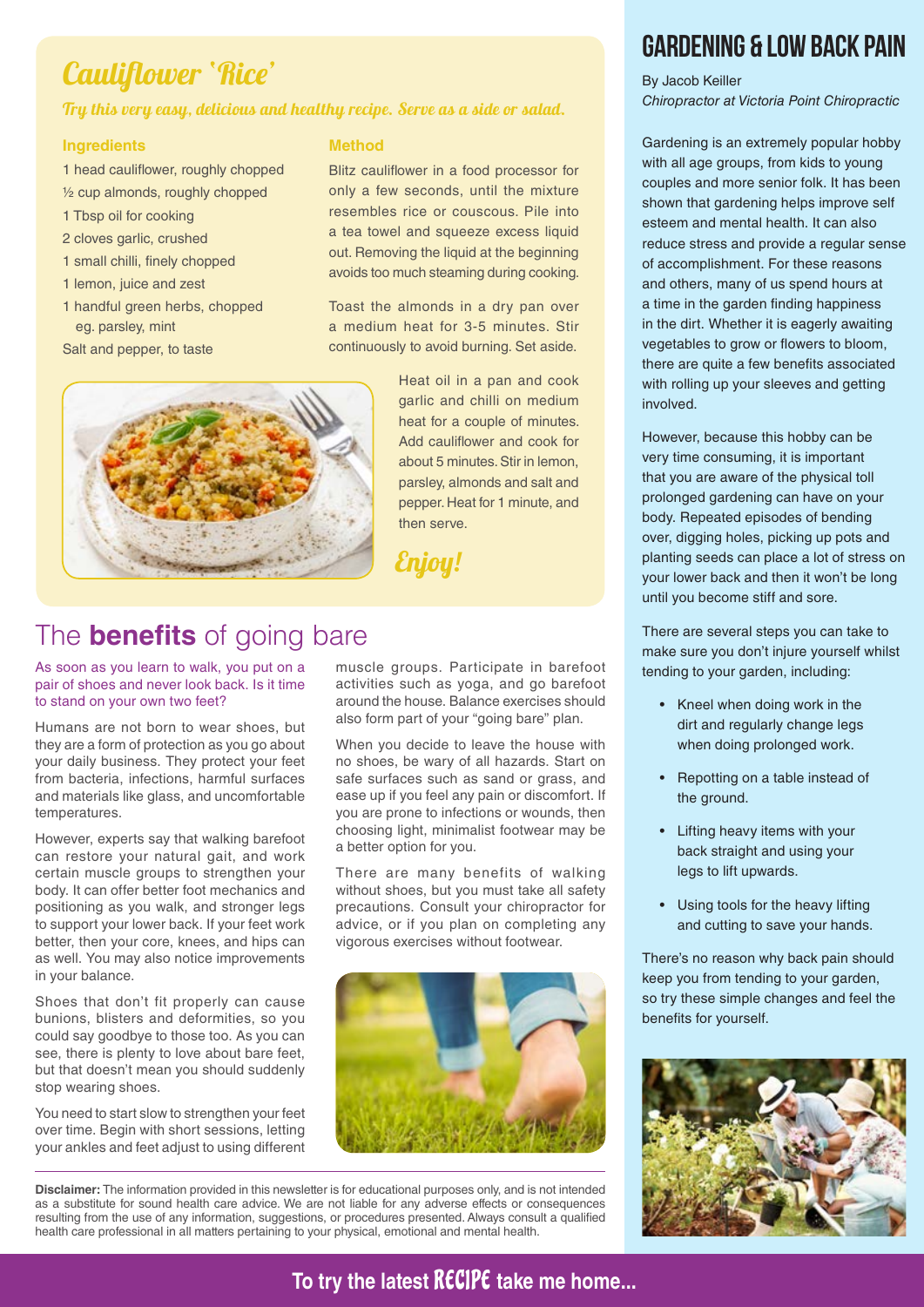# Cauliflower 'Rice'

*Try this very easy, delicious and healthy recipe. Serve as a side or salad.*

### Ingredients

- 1 head cauliflower, roughly chopped
- ½ cup almonds, roughly chopped
- 1 Tbsp oil for cooking
- 2 cloves garlic, crushed
- 1 small chilli, finely chopped
- 1 lemon, juice and zest
- 1 handful green herbs, chopped eg. parsley, mint
- Salt and pepper, to taste

### Method

Blitz cauliflower in a food processor for only a few seconds, until the mixture resembles rice or couscous. Pile into a tea towel and squeeze excess liquid out. Removing the liquid at the beginning avoids too much steaming during cooking.

Toast the almonds in a dry pan over a medium heat for 3-5 minutes. Stir continuously to avoid burning. Set aside.

Heat oil in a pan and cook garlic and chilli on medium heat for a couple of minutes. Add cauliflower and cook for about 5 minutes. Stir in lemon, parsley, almonds and salt and pepper. Heat for 1 minute, and then serve.

*Enjoy!*

# The **benefits** of going bare

As soon as you learn to walk, you put on a pair of shoes and never look back. Is it time to stand on your own two feet?

Humans are not born to wear shoes, but they are a form of protection as you go about your daily business. They protect your feet from bacteria, infections, harmful surfaces and materials like glass, and uncomfortable temperatures.

However, experts say that walking barefoot can restore your natural gait, and work certain muscle groups to strengthen your body. It can offer better foot mechanics and positioning as you walk, and stronger legs to support your lower back. If your feet work better, then your core, knees, and hips can as well. You may also notice improvements in your balance.

Shoes that don't fit properly can cause bunions, blisters and deformities, so you could say goodbye to those too. As you can see, there is plenty to love about bare feet, but that doesn't mean you should suddenly stop wearing shoes.

You need to start slow to strengthen your feet over time. Begin with short sessions, letting your ankles and feet adjust to using different muscle groups. Participate in barefoot activities such as yoga, and go barefoot around the house. Balance exercises should also form part of your "going bare" plan.

When you decide to leave the house with no shoes, be wary of all hazards. Start on safe surfaces such as sand or grass, and ease up if you feel any pain or discomfort. If you are prone to infections or wounds, then choosing light, minimalist footwear may be a better option for you.

There are many benefits of walking without shoes, but you must take all safety precautions. Consult your chiropractor for advice, or if you plan on completing any vigorous exercises without footwear.

**Disclaimer:** The information provided in this newsletter is for educational purposes only, and is not intended as a substitute for sound health care advice. We are not liable for any adverse effects or consequences resulting from the use of any information, suggestions, or procedures presented. Always consult a qualified health care professional in all matters pertaining to your physical, emotional and mental health.

# GARDENING & LOW BACK PAIN

By Jacob Keiller
*Chiropractor at Victoria Point Chiropractic*

Gardening is an extremely popular hobby with all age groups, from kids to young couples and more senior folk. It has been shown that gardening helps improve self esteem and mental health. It can also reduce stress and provide a regular sense of accomplishment. For these reasons and others, many of us spend hours at a time in the garden finding happiness in the dirt. Whether it is eagerly awaiting vegetables to grow or flowers to bloom, there are quite a few benefits associated with rolling up your sleeves and getting involved.

However, because this hobby can be very time consuming, it is important that you are aware of the physical toll prolonged gardening can have on your body. Repeated episodes of bending over, digging holes, picking up pots and planting seeds can place a lot of stress on your lower back and then it won't be long until you become stiff and sore.

There are several steps you can take to make sure you don't injure yourself whilst tending to your garden, including:

- Kneel when doing work in the dirt and regularly change legs when doing prolonged work.
- Repotting on a table instead of the ground.
- Lifting heavy items with your back straight and using your legs to lift upwards.
- Using tools for the heavy lifting and cutting to save your hands.

There's no reason why back pain should keep you from tending to your garden, so try these simple changes and feel the benefits for yourself.

**To try the latest RECIPE take me home...**